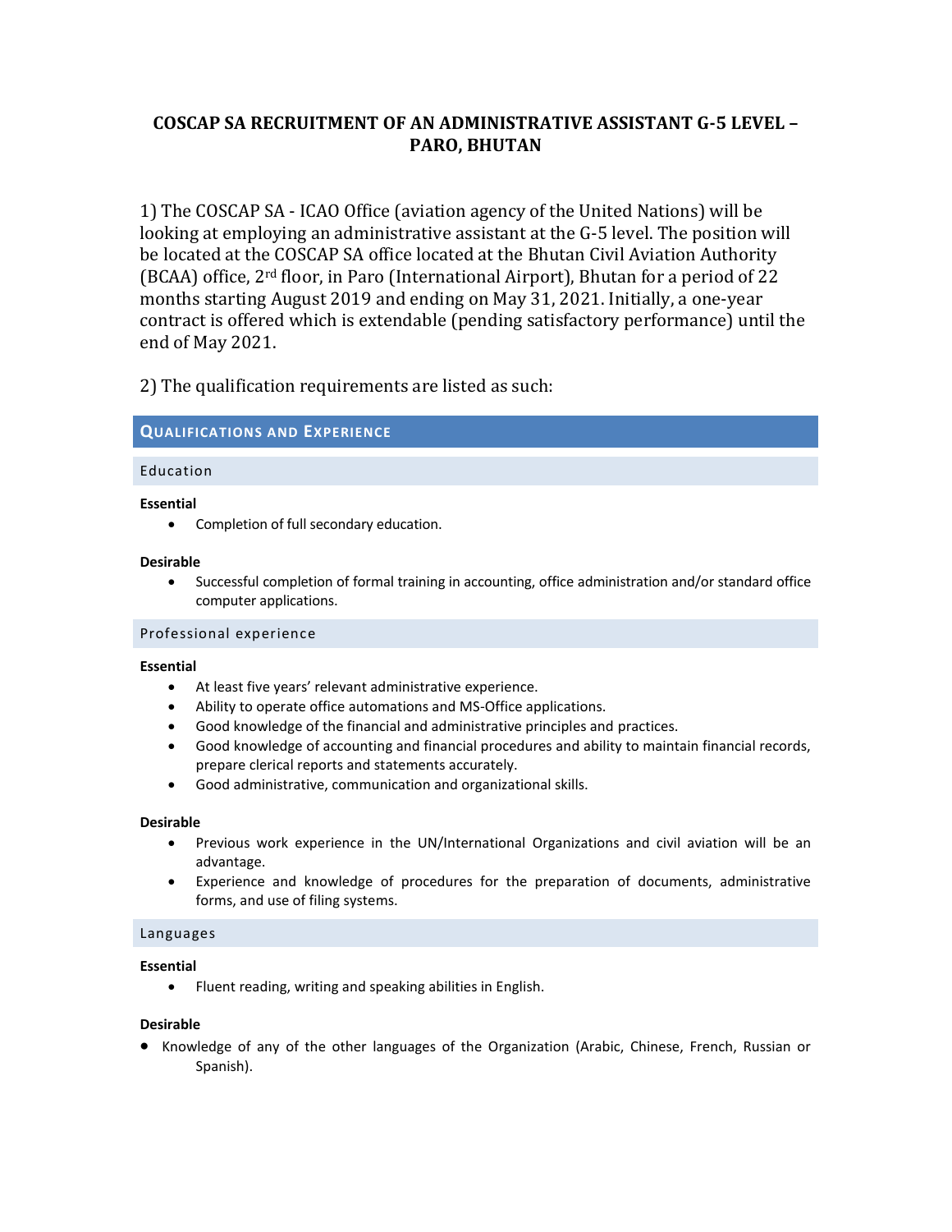# COSCAP SA RECRUITMENT OF AN ADMINISTRATIVE ASSISTANT G-5 LEVEL – PARO, BHUTAN

1) The COSCAP SA - ICAO Office (aviation agency of the United Nations) will be looking at employing an administrative assistant at the G-5 level. The position will be located at the COSCAP SA office located at the Bhutan Civil Aviation Authority (BCAA) office, 2nd floor, in Paro (International Airport), Bhutan for a period of 22 months starting August 2019 and ending on May 31, 2021. Initially, a one-year contract is offered which is extendable (pending satisfactory performance) until the end of May 2021.

2) The qualification requirements are listed as such:

## Qualifications and Experience

### Education

**Essential**

- Completion of full secondary education.

**Desirable**

- Successful completion of formal training in accounting, office administration and/or standard office computer applications.

### Professional experience

**Essential**

- At least five years' relevant administrative experience.
- Ability to operate office automations and MS-Office applications.
- Good knowledge of the financial and administrative principles and practices.
- Good knowledge of accounting and financial procedures and ability to maintain financial records, prepare clerical reports and statements accurately.
- Good administrative, communication and organizational skills.

**Desirable**

- Previous work experience in the UN/International Organizations and civil aviation will be an advantage.
- Experience and knowledge of procedures for the preparation of documents, administrative forms, and use of filing systems.

### Languages

**Essential**

- Fluent reading, writing and speaking abilities in English.

**Desirable**

- Knowledge of any of the other languages of the Organization (Arabic, Chinese, French, Russian or Spanish).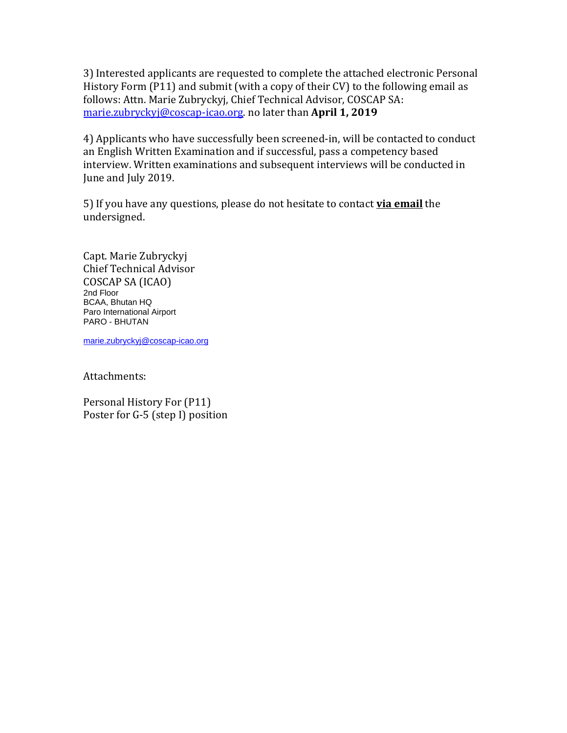3) Interested applicants are requested to complete the attached electronic Personal History Form (P11) and submit (with a copy of their CV) to the following email as follows: Attn. Marie Zubryckyj, Chief Technical Advisor, COSCAP SA: marie.zubryckyj@coscap-icao.org. no later than **April 1, 2019**

4) Applicants who have successfully been screened-in, will be contacted to conduct an English Written Examination and if successful, pass a competency based interview. Written examinations and subsequent interviews will be conducted in June and July 2019.

5) If you have any questions, please do not hesitate to contact **via email** the undersigned.

Capt. Marie Zubryckyj
Chief Technical Advisor
COSCAP SA (ICAO)
2nd Floor
BCAA, Bhutan HQ
Paro International Airport
PARO - BHUTAN

marie.zubryckyj@coscap-icao.org

Attachments:

Personal History For (P11)
Poster for G-5 (step I) position